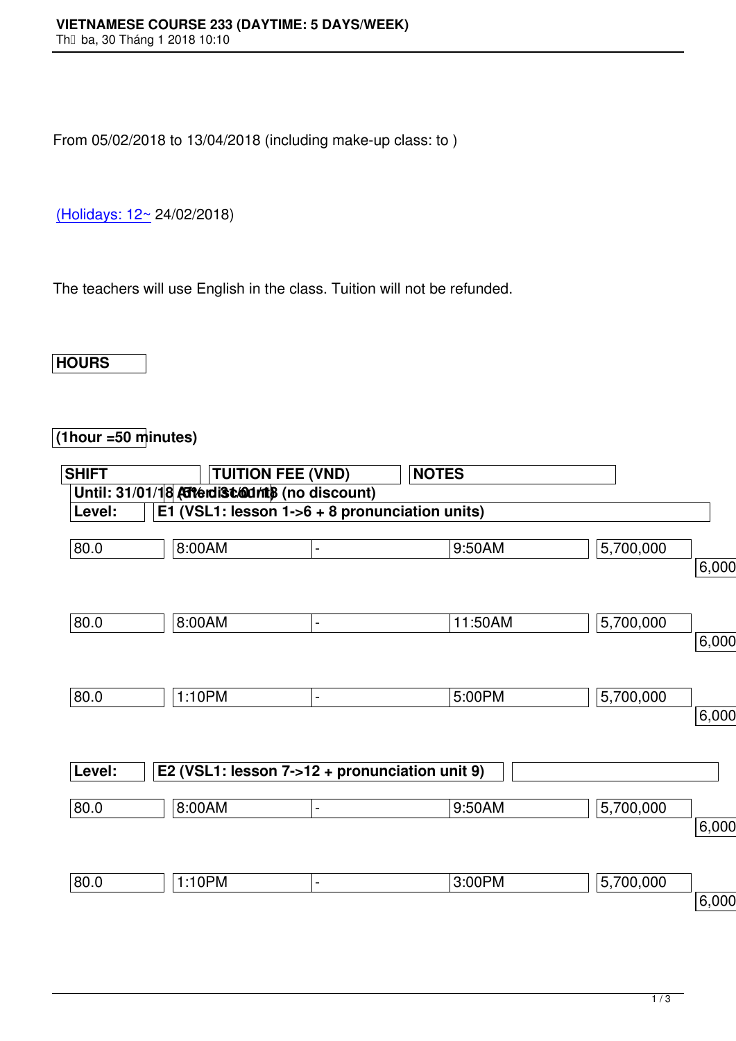From 05/02/2018 to 13/04/2018 (including make-up class: to )

(Holidays: 12~ 24/02/2018)

The teachers will use English in the class. Tuition will not be refunded.

| HOURS (1hour =50 minutes) | SHIFT | | | TUITION FEE (VND) | | NOTES |
|---|---|---|---|---|---|---|
| | | | | Until: 31/01/18 (5% discount) | After 31/01/18 (no discount) | |
| **Level:** | **E1 (VSL1: lesson 1->6 + 8 pronunciation units)** | | | | | |
| 80.0 | 8:00AM | - | 9:50AM | 5,700,000 | 6,000 | |
| 80.0 | 8:00AM | - | 11:50AM | 5,700,000 | 6,000 | |
| 80.0 | 1:10PM | - | 5:00PM | 5,700,000 | 6,000 | |
| **Level:** | **E2 (VSL1: lesson 7->12 + pronunciation unit 9)** | | | | | |
| 80.0 | 8:00AM | - | 9:50AM | 5,700,000 | 6,000 | |
| 80.0 | 1:10PM | - | 3:00PM | 5,700,000 | 6,000 | |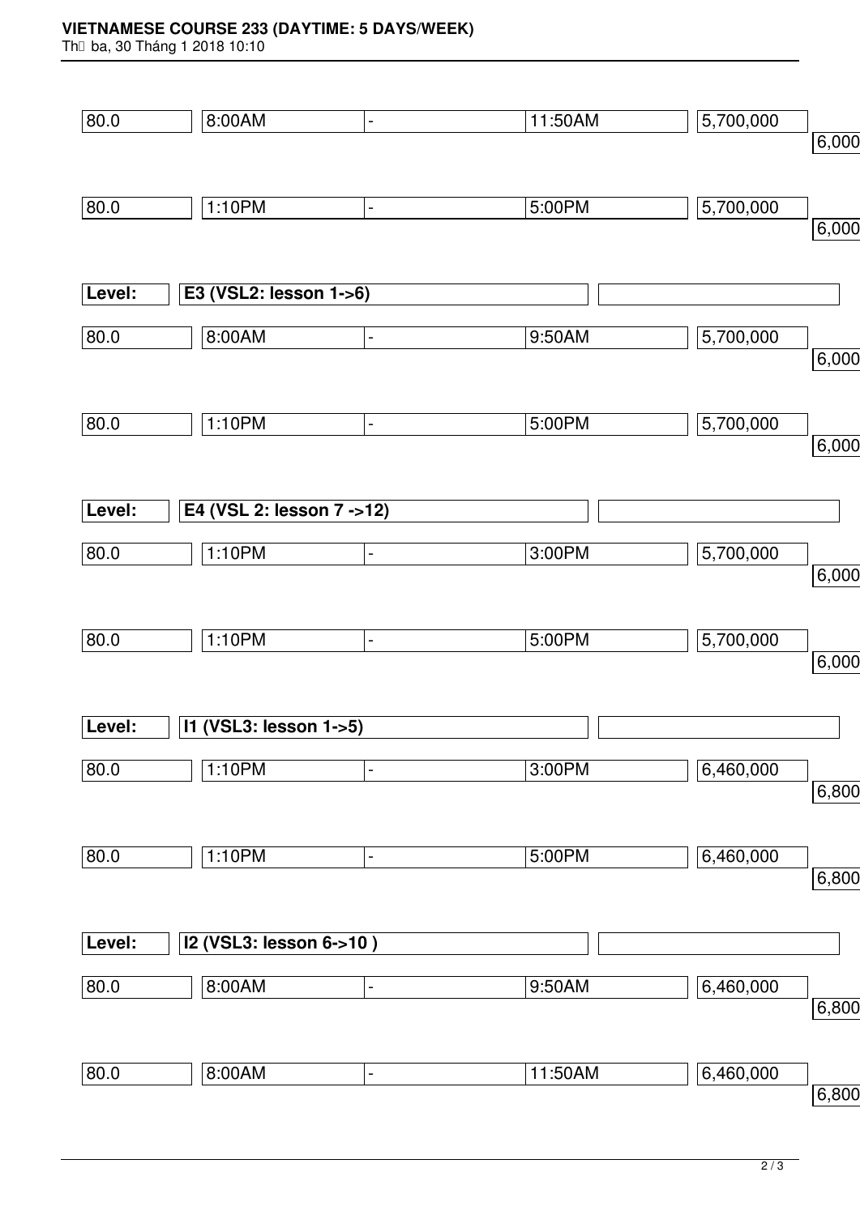| 80.0 | 8:00AM | - | 11:50AM | 5,700,000 | 6,000 |
|---|---|---|---|---|---|
| 80.0 | 1:10PM | - | 5:00PM | 5,700,000 | 6,000 |

| Level: | E3 (VSL2: lesson 1->6) | |
|---|---|---|

| 80.0 | 8:00AM | - | 9:50AM | 5,700,000 | 6,000 |
|---|---|---|---|---|---|
| 80.0 | 1:10PM | - | 5:00PM | 5,700,000 | 6,000 |

| Level: | E4 (VSL 2: lesson 7 ->12) | |
|---|---|---|

| 80.0 | 1:10PM | - | 3:00PM | 5,700,000 | 6,000 |
|---|---|---|---|---|---|
| 80.0 | 1:10PM | - | 5:00PM | 5,700,000 | 6,000 |

| Level: | I1 (VSL3: lesson 1->5) | |
|---|---|---|

| 80.0 | 1:10PM | - | 3:00PM | 6,460,000 | 6,800 |
|---|---|---|---|---|---|
| 80.0 | 1:10PM | - | 5:00PM | 6,460,000 | 6,800 |

| Level: | I2 (VSL3: lesson 6->10 ) | |
|---|---|---|

| 80.0 | 8:00AM | - | 9:50AM | 6,460,000 | 6,800 |
|---|---|---|---|---|---|
| 80.0 | 8:00AM | - | 11:50AM | 6,460,000 | 6,800 |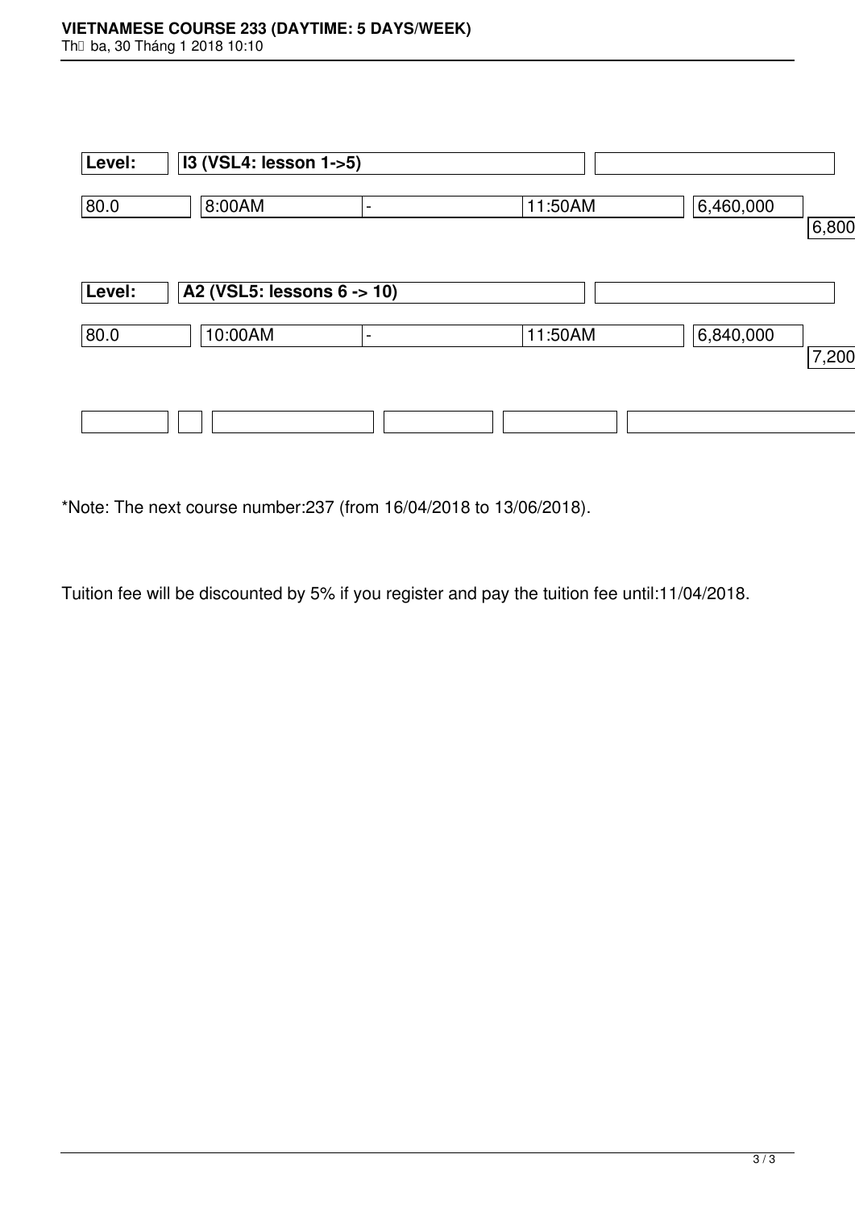| Level: | I3 (VSL4: lesson 1->5) | | | | |
|---|---|---|---|---|---|
| 80.0 | 8:00AM | - | 11:50AM | 6,460,000 | 6,800 |

| Level: | A2 (VSL5: lessons 6 -> 10) | | | | |
|---|---|---|---|---|---|
| 80.0 | 10:00AM | - | 11:50AM | 6,840,000 | 7,200 |

*Note: The next course number:237 (from 16/04/2018 to 13/06/2018).

Tuition fee will be discounted by 5% if you register and pay the tuition fee until:11/04/2018.